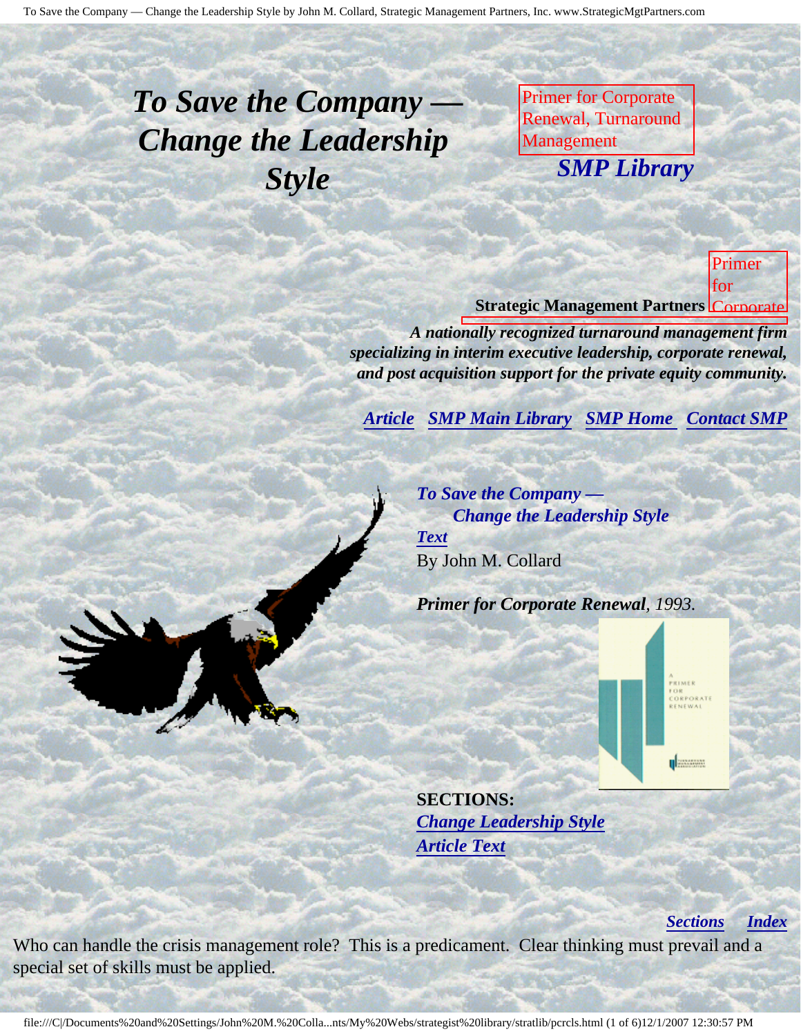# *To Save the Company — Change the Leadership Style*

Primer for Corporate Renewal, Turnaround Management

***SMP Library***

Primer for Corporate

**Strategic Management Partners**

***A nationally recognized turnaround management firm specializing in interim executive leadership, corporate renewal, and post acquisition support for the private equity community.***

***Article*** ***SMP Main Library*** ***SMP Home*** ***Contact SMP***

***To Save the Company — Change the Leadership Style***

***Text***

By John M. Collard

***Primer for Corporate Renewal***, *1993.*

**SECTIONS:**

***Change Leadership Style***

***Article Text***

***Sections*** ***Index***

Who can handle the crisis management role? This is a predicament. Clear thinking must prevail and a special set of skills must be applied.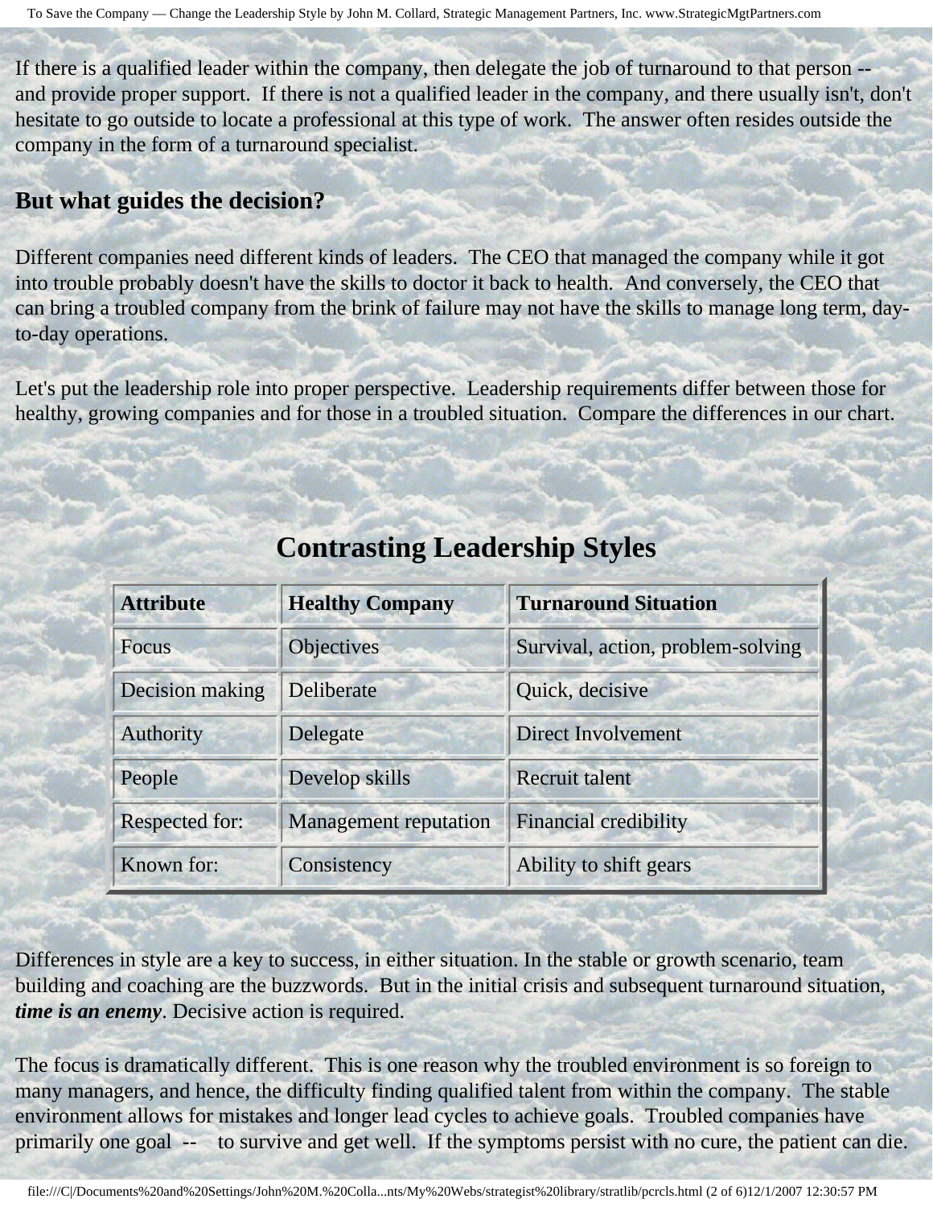If there is a qualified leader within the company, then delegate the job of turnaround to that person -- and provide proper support. If there is not a qualified leader in the company, and there usually isn't, don't hesitate to go outside to locate a professional at this type of work. The answer often resides outside the company in the form of a turnaround specialist.

**But what guides the decision?**

Different companies need different kinds of leaders. The CEO that managed the company while it got into trouble probably doesn't have the skills to doctor it back to health. And conversely, the CEO that can bring a troubled company from the brink of failure may not have the skills to manage long term, day-to-day operations.

Let's put the leadership role into proper perspective. Leadership requirements differ between those for healthy, growing companies and for those in a troubled situation. Compare the differences in our chart.

## Contrasting Leadership Styles

| Attribute | Healthy Company | Turnaround Situation |
| --- | --- | --- |
| Focus | Objectives | Survival, action, problem-solving |
| Decision making | Deliberate | Quick, decisive |
| Authority | Delegate | Direct Involvement |
| People | Develop skills | Recruit talent |
| Respected for: | Management reputation | Financial credibility |
| Known for: | Consistency | Ability to shift gears |

Differences in style are a key to success, in either situation. In the stable or growth scenario, team building and coaching are the buzzwords. But in the initial crisis and subsequent turnaround situation, ***time is an enemy***. Decisive action is required.

The focus is dramatically different. This is one reason why the troubled environment is so foreign to many managers, and hence, the difficulty finding qualified talent from within the company. The stable environment allows for mistakes and longer lead cycles to achieve goals. Troubled companies have primarily one goal -- to survive and get well. If the symptoms persist with no cure, the patient can die.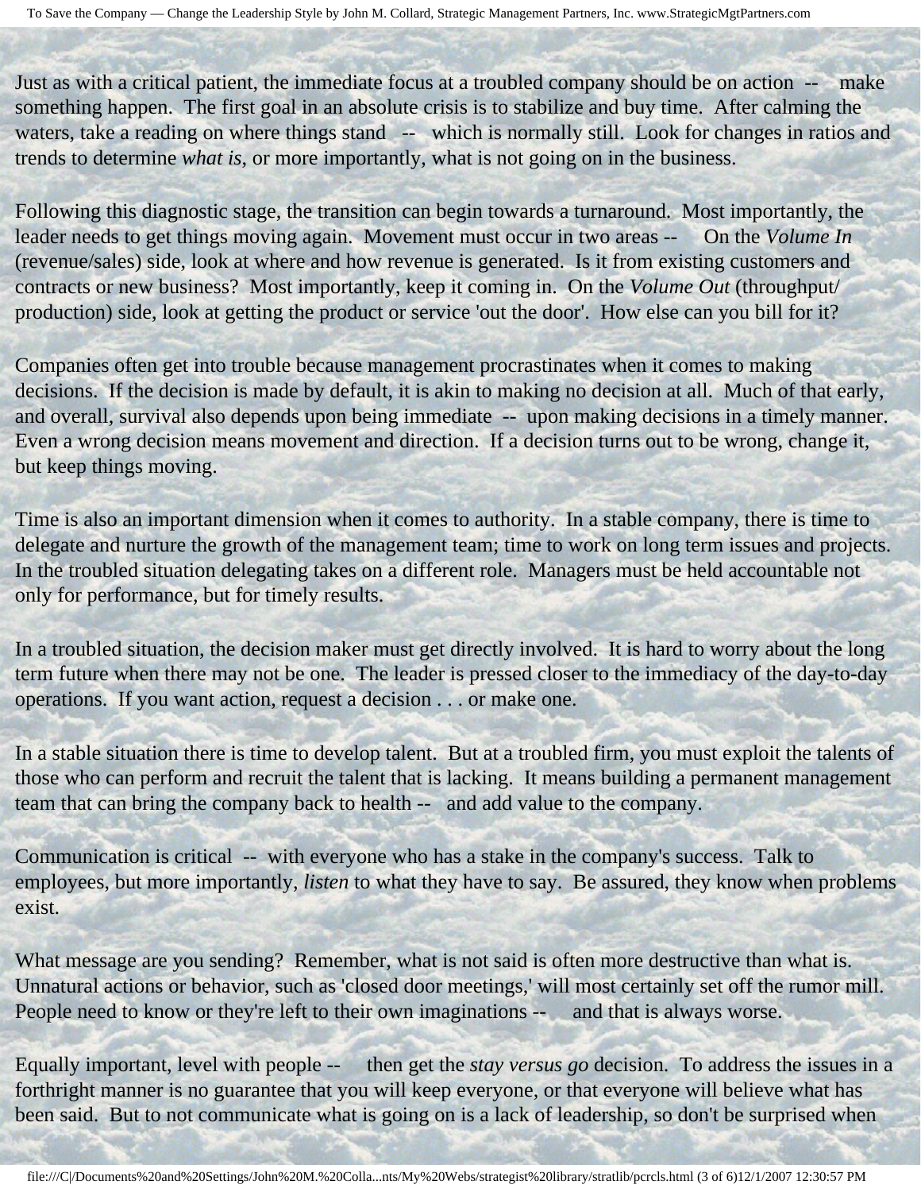Just as with a critical patient, the immediate focus at a troubled company should be on action -- make something happen. The first goal in an absolute crisis is to stabilize and buy time. After calming the waters, take a reading on where things stand -- which is normally still. Look for changes in ratios and trends to determine *what is,* or more importantly, what is not going on in the business.

Following this diagnostic stage, the transition can begin towards a turnaround. Most importantly, the leader needs to get things moving again. Movement must occur in two areas -- On the *Volume In* (revenue/sales) side, look at where and how revenue is generated. Is it from existing customers and contracts or new business? Most importantly, keep it coming in. On the *Volume Out* (throughput/ production) side, look at getting the product or service 'out the door'. How else can you bill for it?

Companies often get into trouble because management procrastinates when it comes to making decisions. If the decision is made by default, it is akin to making no decision at all. Much of that early, and overall, survival also depends upon being immediate -- upon making decisions in a timely manner. Even a wrong decision means movement and direction. If a decision turns out to be wrong, change it, but keep things moving.

Time is also an important dimension when it comes to authority. In a stable company, there is time to delegate and nurture the growth of the management team; time to work on long term issues and projects. In the troubled situation delegating takes on a different role. Managers must be held accountable not only for performance, but for timely results.

In a troubled situation, the decision maker must get directly involved. It is hard to worry about the long term future when there may not be one. The leader is pressed closer to the immediacy of the day-to-day operations. If you want action, request a decision . . . or make one.

In a stable situation there is time to develop talent. But at a troubled firm, you must exploit the talents of those who can perform and recruit the talent that is lacking. It means building a permanent management team that can bring the company back to health -- and add value to the company.

Communication is critical -- with everyone who has a stake in the company's success. Talk to employees, but more importantly, *listen* to what they have to say. Be assured, they know when problems exist.

What message are you sending? Remember, what is not said is often more destructive than what is. Unnatural actions or behavior, such as 'closed door meetings,' will most certainly set off the rumor mill. People need to know or they're left to their own imaginations -- and that is always worse.

Equally important, level with people -- then get the *stay versus go* decision. To address the issues in a forthright manner is no guarantee that you will keep everyone, or that everyone will believe what has been said. But to not communicate what is going on is a lack of leadership, so don't be surprised when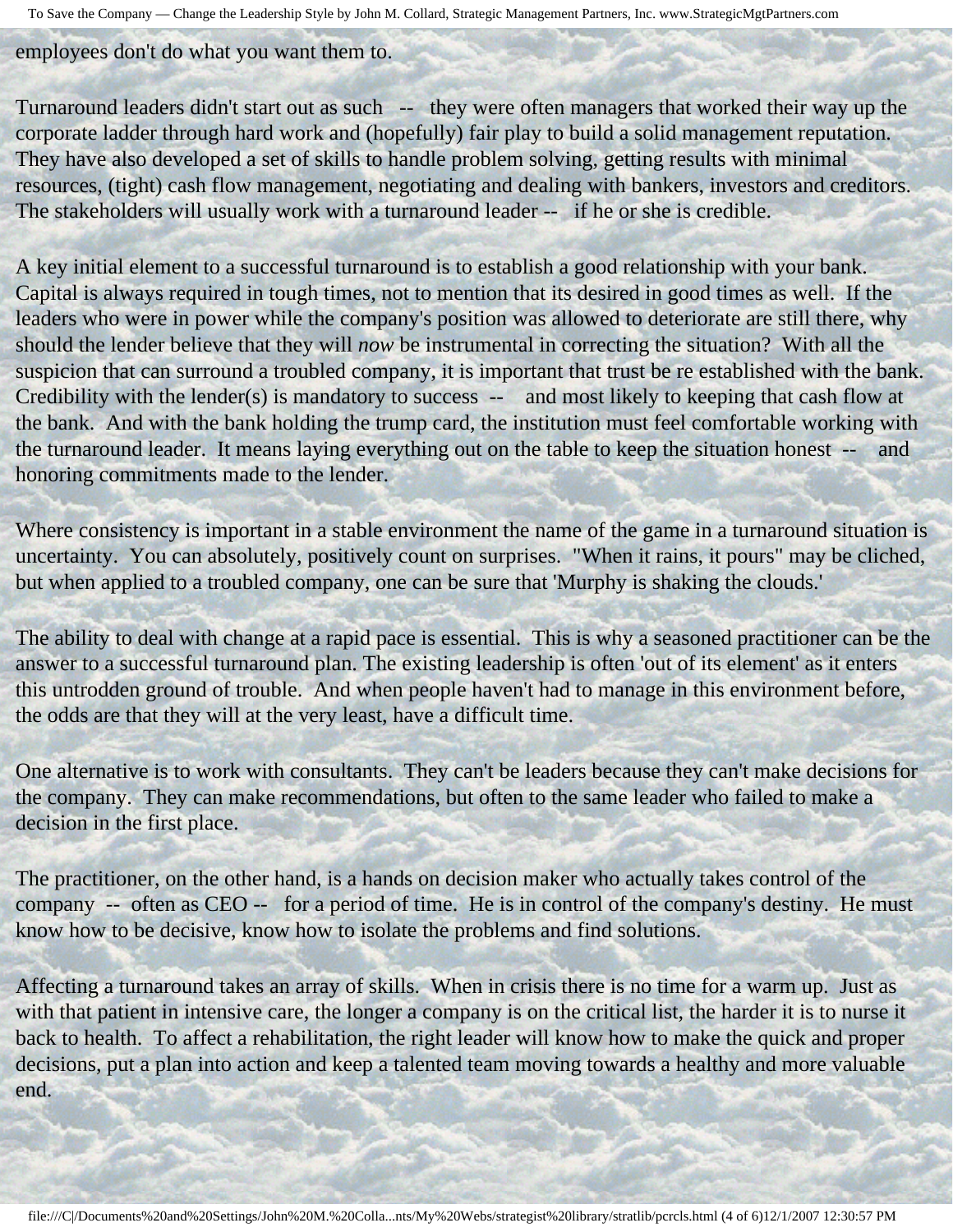employees don't do what you want them to.

Turnaround leaders didn't start out as such -- they were often managers that worked their way up the corporate ladder through hard work and (hopefully) fair play to build a solid management reputation. They have also developed a set of skills to handle problem solving, getting results with minimal resources, (tight) cash flow management, negotiating and dealing with bankers, investors and creditors. The stakeholders will usually work with a turnaround leader -- if he or she is credible.

A key initial element to a successful turnaround is to establish a good relationship with your bank. Capital is always required in tough times, not to mention that its desired in good times as well. If the leaders who were in power while the company's position was allowed to deteriorate are still there, why should the lender believe that they will *now* be instrumental in correcting the situation? With all the suspicion that can surround a troubled company, it is important that trust be re established with the bank. Credibility with the lender(s) is mandatory to success -- and most likely to keeping that cash flow at the bank. And with the bank holding the trump card, the institution must feel comfortable working with the turnaround leader. It means laying everything out on the table to keep the situation honest -- and honoring commitments made to the lender.

Where consistency is important in a stable environment the name of the game in a turnaround situation is uncertainty. You can absolutely, positively count on surprises. "When it rains, it pours" may be cliched, but when applied to a troubled company, one can be sure that 'Murphy is shaking the clouds.'

The ability to deal with change at a rapid pace is essential. This is why a seasoned practitioner can be the answer to a successful turnaround plan. The existing leadership is often 'out of its element' as it enters this untrodden ground of trouble. And when people haven't had to manage in this environment before, the odds are that they will at the very least, have a difficult time.

One alternative is to work with consultants. They can't be leaders because they can't make decisions for the company. They can make recommendations, but often to the same leader who failed to make a decision in the first place.

The practitioner, on the other hand, is a hands on decision maker who actually takes control of the company -- often as CEO -- for a period of time. He is in control of the company's destiny. He must know how to be decisive, know how to isolate the problems and find solutions.

Affecting a turnaround takes an array of skills. When in crisis there is no time for a warm up. Just as with that patient in intensive care, the longer a company is on the critical list, the harder it is to nurse it back to health. To affect a rehabilitation, the right leader will know how to make the quick and proper decisions, put a plan into action and keep a talented team moving towards a healthy and more valuable end.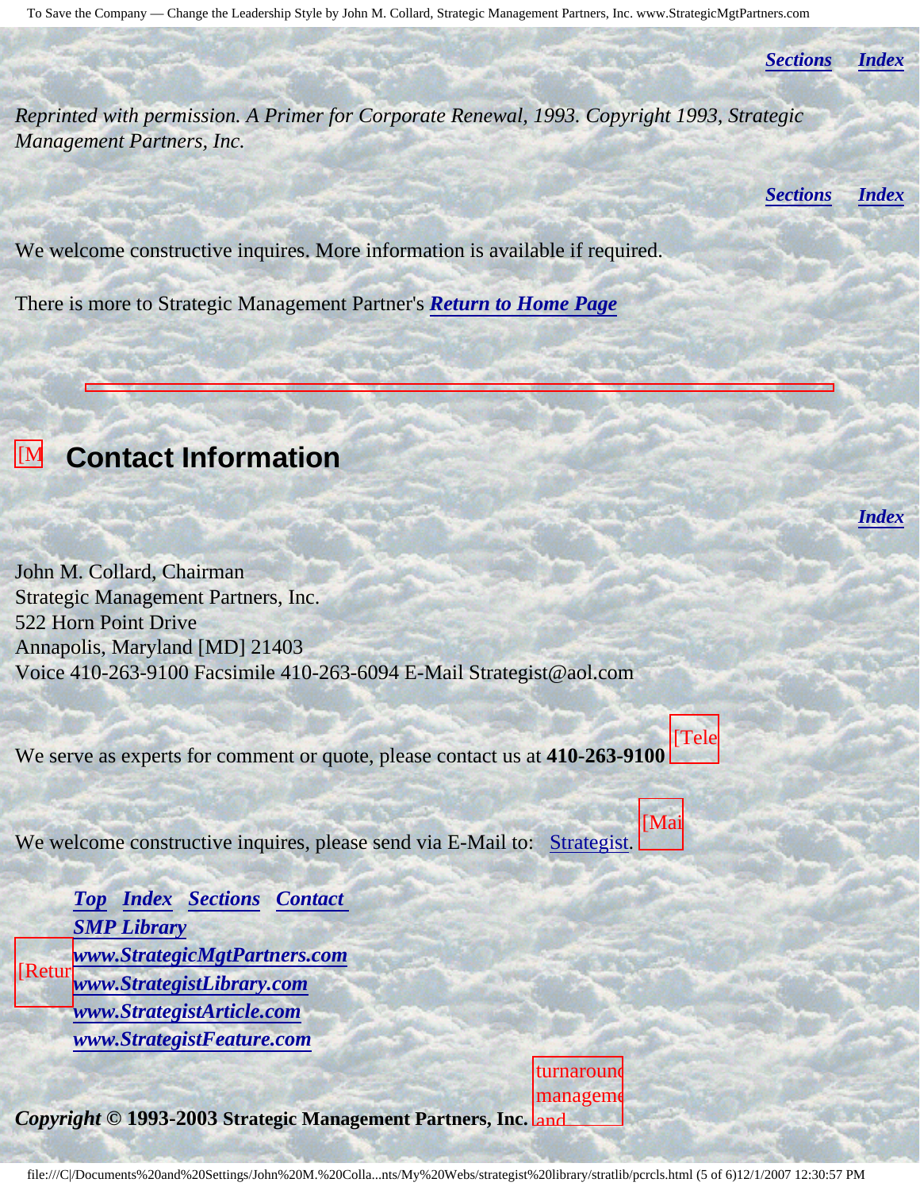*Sections* *Index*

*Reprinted with permission. A Primer for Corporate Renewal, 1993. Copyright 1993, Strategic Management Partners, Inc.*

*Sections* *Index*

We welcome constructive inquires. More information is available if required.

There is more to Strategic Management Partner's ***Return to Home Page***

---

## Contact Information

*Index*

John M. Collard, Chairman
Strategic Management Partners, Inc.
522 Horn Point Drive
Annapolis, Maryland [MD] 21403
Voice 410-263-9100 Facsimile 410-263-6094 E-Mail Strategist@aol.com

We serve as experts for comment or quote, please contact us at **410-263-9100**

We welcome constructive inquires, please send via E-Mail to: Strategist.

***Top*** ***Index*** ***Sections*** ***Contact***
***SMP Library***
***www.StrategicMgtPartners.com***
***www.StrategistLibrary.com***
***www.StrategistArticle.com***
***www.StrategistFeature.com***

***Copyright*** **© 1993-2003 Strategic Management Partners, Inc.**